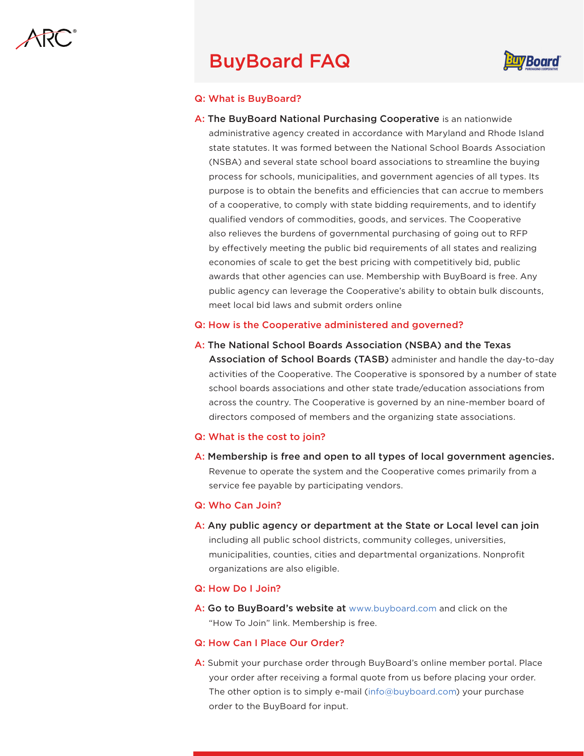# BuyBoard FAQ

**Q: What is BuyBoard?**

A: **The BuyBoard National Purchasing Cooperative** is an nationwide administrative agency created in accordance with Maryland and Rhode Island state statutes. It was formed between the National School Boards Association (NSBA) and several state school board associations to streamline the buying process for schools, municipalities, and government agencies of all types. Its purpose is to obtain the benefits and efficiencies that can accrue to members of a cooperative, to comply with state bidding requirements, and to identify qualified vendors of commodities, goods, and services. The Cooperative also relieves the burdens of governmental purchasing of going out to RFP by effectively meeting the public bid requirements of all states and realizing economies of scale to get the best pricing with competitively bid, public awards that other agencies can use. Membership with BuyBoard is free. Any public agency can leverage the Cooperative's ability to obtain bulk discounts, meet local bid laws and submit orders online

**Q: How is the Cooperative administered and governed?**

A: **The National School Boards Association (NSBA) and the Texas Association of School Boards (TASB)** administer and handle the day-to-day activities of the Cooperative. The Cooperative is sponsored by a number of state school boards associations and other state trade/education associations from across the country. The Cooperative is governed by an nine-member board of directors composed of members and the organizing state associations.

**Q: What is the cost to join?**

A: **Membership is free and open to all types of local government agencies.** Revenue to operate the system and the Cooperative comes primarily from a service fee payable by participating vendors.

**Q: Who Can Join?**

A: **Any public agency or department at the State or Local level can join** including all public school districts, community colleges, universities, municipalities, counties, cities and departmental organizations. Nonprofit organizations are also eligible.

**Q: How Do I Join?**

A: **Go to BuyBoard's website at** www.buyboard.com and click on the "How To Join" link. Membership is free.

**Q: How Can I Place Our Order?**

A: Submit your purchase order through BuyBoard's online member portal. Place your order after receiving a formal quote from us before placing your order. The other option is to simply e-mail (info@buyboard.com) your purchase order to the BuyBoard for input.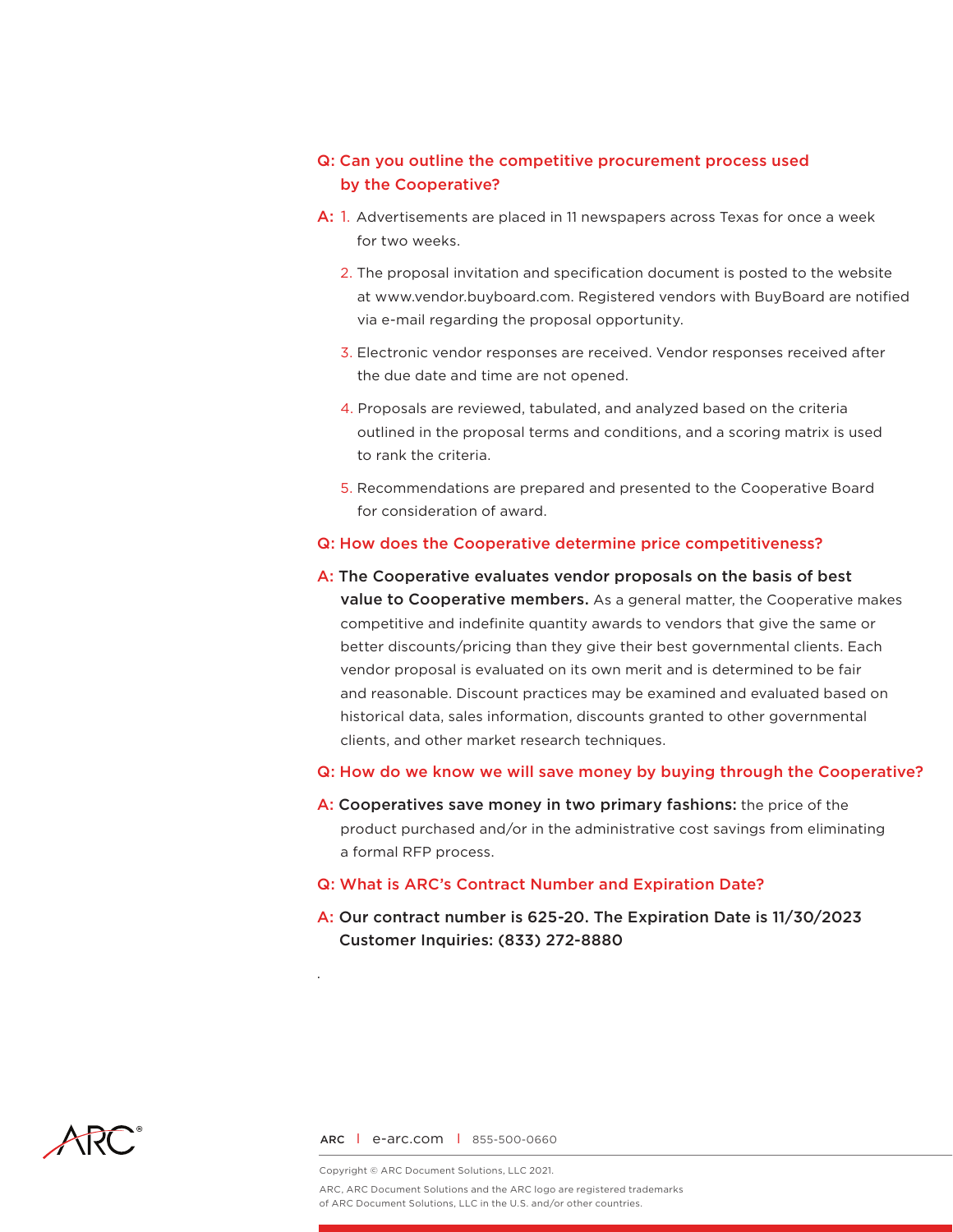**Q: Can you outline the competitive procurement process used by the Cooperative?**

**A:**
1. Advertisements are placed in 11 newspapers across Texas for once a week for two weeks.
2. The proposal invitation and specification document is posted to the website at www.vendor.buyboard.com. Registered vendors with BuyBoard are notified via e-mail regarding the proposal opportunity.
3. Electronic vendor responses are received. Vendor responses received after the due date and time are not opened.
4. Proposals are reviewed, tabulated, and analyzed based on the criteria outlined in the proposal terms and conditions, and a scoring matrix is used to rank the criteria.
5. Recommendations are prepared and presented to the Cooperative Board for consideration of award.

**Q: How does the Cooperative determine price competitiveness?**

**A: The Cooperative evaluates vendor proposals on the basis of best value to Cooperative members.** As a general matter, the Cooperative makes competitive and indefinite quantity awards to vendors that give the same or better discounts/pricing than they give their best governmental clients. Each vendor proposal is evaluated on its own merit and is determined to be fair and reasonable. Discount practices may be examined and evaluated based on historical data, sales information, discounts granted to other governmental clients, and other market research techniques.

**Q: How do we know we will save money by buying through the Cooperative?**

**A: Cooperatives save money in two primary fashions:** the price of the product purchased and/or in the administrative cost savings from eliminating a formal RFP process.

**Q: What is ARC's Contract Number and Expiration Date?**

**A: Our contract number is 625-20. The Expiration Date is 11/30/2023**
**Customer Inquiries: (833) 272-8880**

ARC | e-arc.com | 855-500-0660

Copyright © ARC Document Solutions, LLC 2021.

ARC, ARC Document Solutions and the ARC logo are registered trademarks of ARC Document Solutions, LLC in the U.S. and/or other countries.